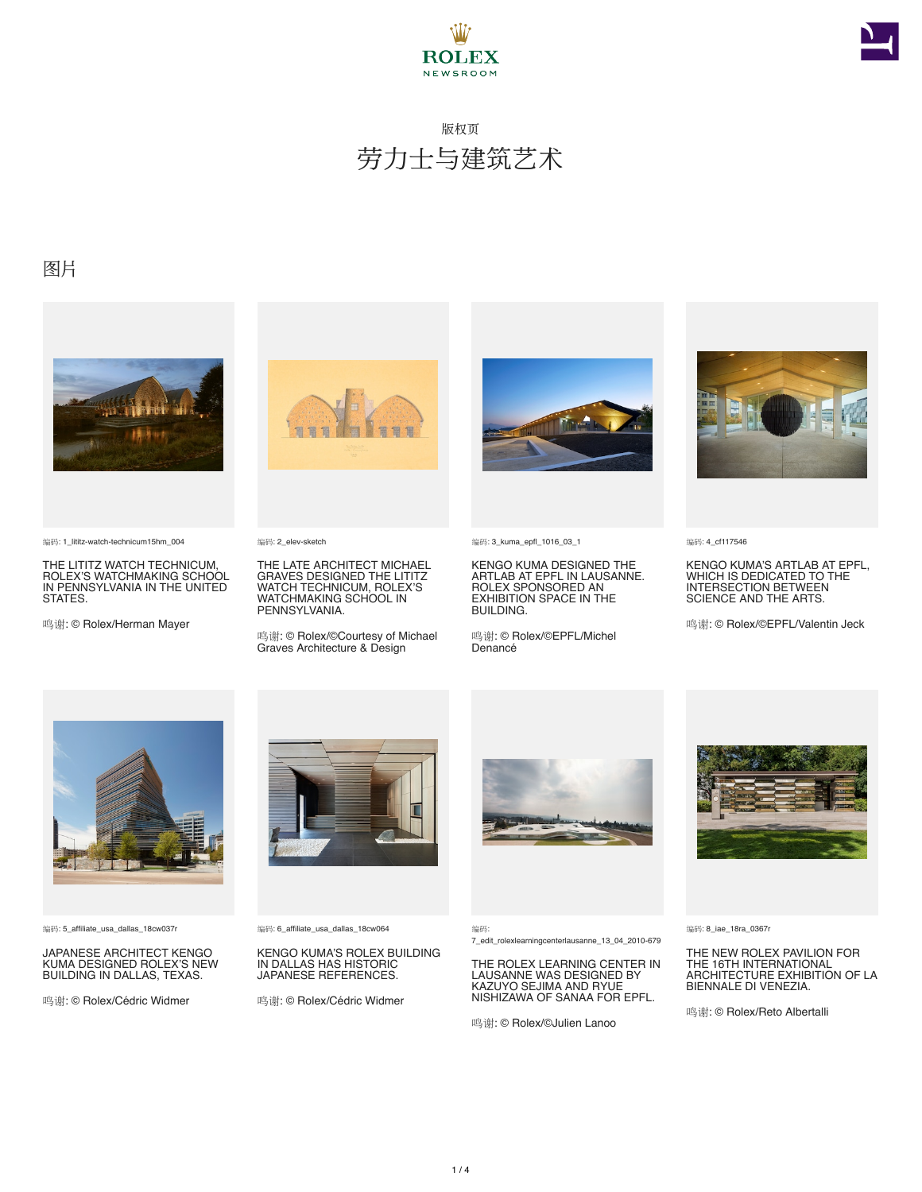版权页

# 劳力士与建筑艺术

## 图片

编码: 1_lititz-watch-technicum15hm_004

THE LITITZ WATCH TECHNICUM, ROLEX'S WATCHMAKING SCHOOL IN PENNSYLVANIA IN THE UNITED STATES.

鸣谢: © Rolex/Herman Mayer

编码: 2_elev-sketch

THE LATE ARCHITECT MICHAEL GRAVES DESIGNED THE LITITZ WATCH TECHNICUM, ROLEX'S WATCHMAKING SCHOOL IN PENNSYLVANIA.

鸣谢: © Rolex/©Courtesy of Michael Graves Architecture & Design

编码: 3_kuma_epfl_1016_03_1

KENGO KUMA DESIGNED THE ARTLAB AT EPFL IN LAUSANNE. ROLEX SPONSORED AN EXHIBITION SPACE IN THE BUILDING.

鸣谢: © Rolex/©EPFL/Michel Denancé

编码: 4_cf117546

KENGO KUMA'S ARTLAB AT EPFL, WHICH IS DEDICATED TO THE INTERSECTION BETWEEN SCIENCE AND THE ARTS.

鸣谢: © Rolex/©EPFL/Valentin Jeck

编码: 5_affiliate_usa_dallas_18cw037r

JAPANESE ARCHITECT KENGO KUMA DESIGNED ROLEX'S NEW BUILDING IN DALLAS, TEXAS.

鸣谢: © Rolex/Cédric Widmer

编码: 6_affiliate_usa_dallas_18cw064

KENGO KUMA'S ROLEX BUILDING IN DALLAS HAS HISTORIC JAPANESE REFERENCES.

鸣谢: © Rolex/Cédric Widmer

编码: 7_edit_rolexlearningcenterlausanne_13_04_2010-679

THE ROLEX LEARNING CENTER IN LAUSANNE WAS DESIGNED BY KAZUYO SEJIMA AND RYUE NISHIZAWA OF SANAA FOR EPFL.

鸣谢: © Rolex/©Julien Lanoo

编码: 8_iae_18ra_0367r

THE NEW ROLEX PAVILION FOR THE 16TH INTERNATIONAL ARCHITECTURE EXHIBITION OF LA BIENNALE DI VENEZIA.

鸣谢: © Rolex/Reto Albertalli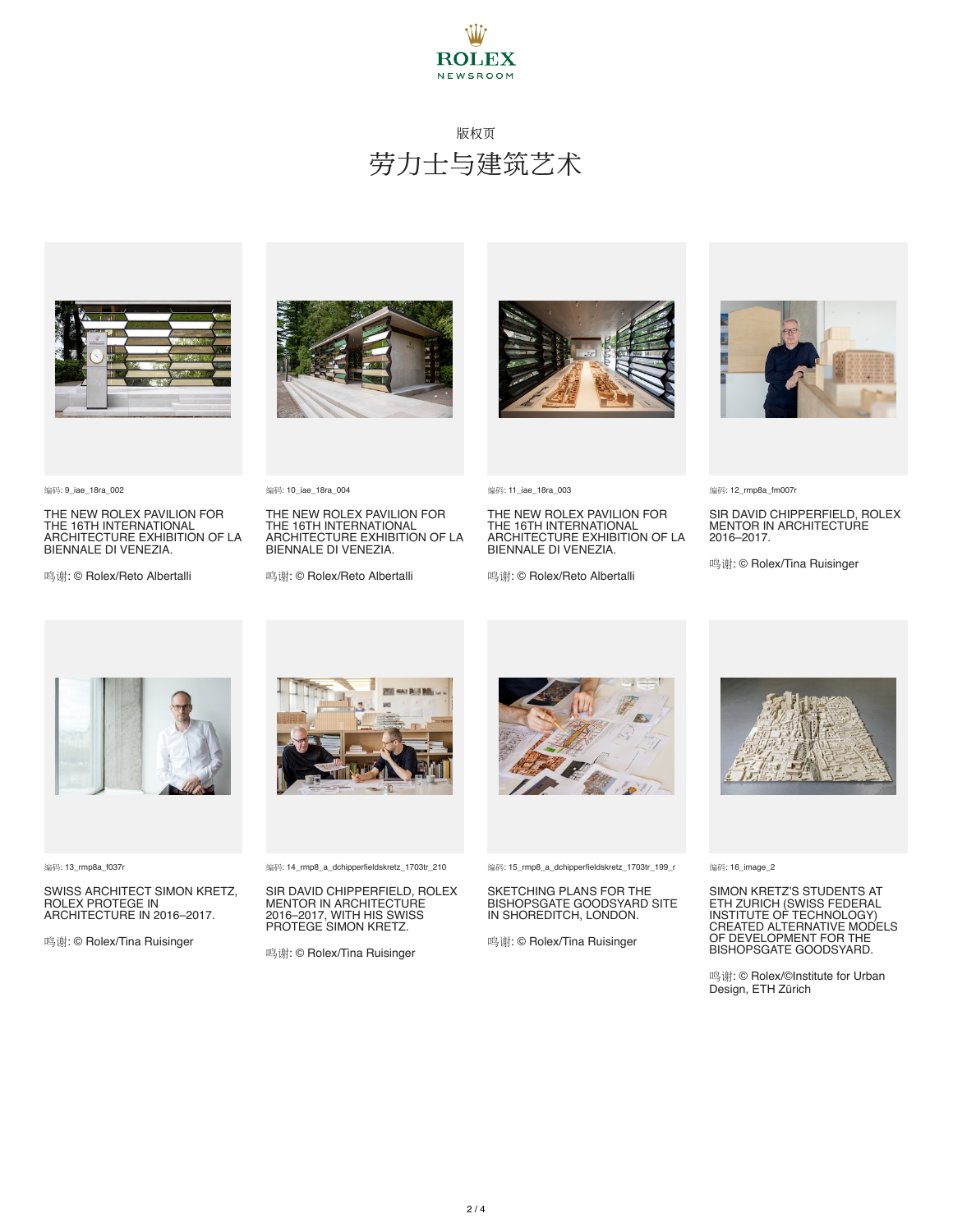版权页

# 劳力士与建筑艺术

编码: 9_iae_18ra_002

THE NEW ROLEX PAVILION FOR THE 16TH INTERNATIONAL ARCHITECTURE EXHIBITION OF LA BIENNALE DI VENEZIA.

鸣谢: © Rolex/Reto Albertalli

编码: 10_iae_18ra_004

THE NEW ROLEX PAVILION FOR THE 16TH INTERNATIONAL ARCHITECTURE EXHIBITION OF LA BIENNALE DI VENEZIA.

鸣谢: © Rolex/Reto Albertalli

编码: 11_iae_18ra_003

THE NEW ROLEX PAVILION FOR THE 16TH INTERNATIONAL ARCHITECTURE EXHIBITION OF LA BIENNALE DI VENEZIA.

鸣谢: © Rolex/Reto Albertalli

编码: 12_rmp8a_fm007r

SIR DAVID CHIPPERFIELD, ROLEX MENTOR IN ARCHITECTURE 2016–2017.

鸣谢: © Rolex/Tina Ruisinger

编码: 13_rmp8a_f037r

SWISS ARCHITECT SIMON KRETZ, ROLEX PROTEGE IN ARCHITECTURE IN 2016–2017.

鸣谢: © Rolex/Tina Ruisinger

编码: 14_rmp8_a_dchipperfieldskretz_1703tr_210

SIR DAVID CHIPPERFIELD, ROLEX MENTOR IN ARCHITECTURE 2016–2017, WITH HIS SWISS PROTEGE SIMON KRETZ.

鸣谢: © Rolex/Tina Ruisinger

编码: 15_rmp8_a_dchipperfieldskretz_1703tr_199_r

SKETCHING PLANS FOR THE BISHOPSGATE GOODSYARD SITE IN SHOREDITCH, LONDON.

鸣谢: © Rolex/Tina Ruisinger

编码: 16_image_2

SIMON KRETZ'S STUDENTS AT ETH ZURICH (SWISS FEDERAL INSTITUTE OF TECHNOLOGY) CREATED ALTERNATIVE MODELS OF DEVELOPMENT FOR THE BISHOPSGATE GOODSYARD.

鸣谢: © Rolex/©Institute for Urban Design, ETH Zürich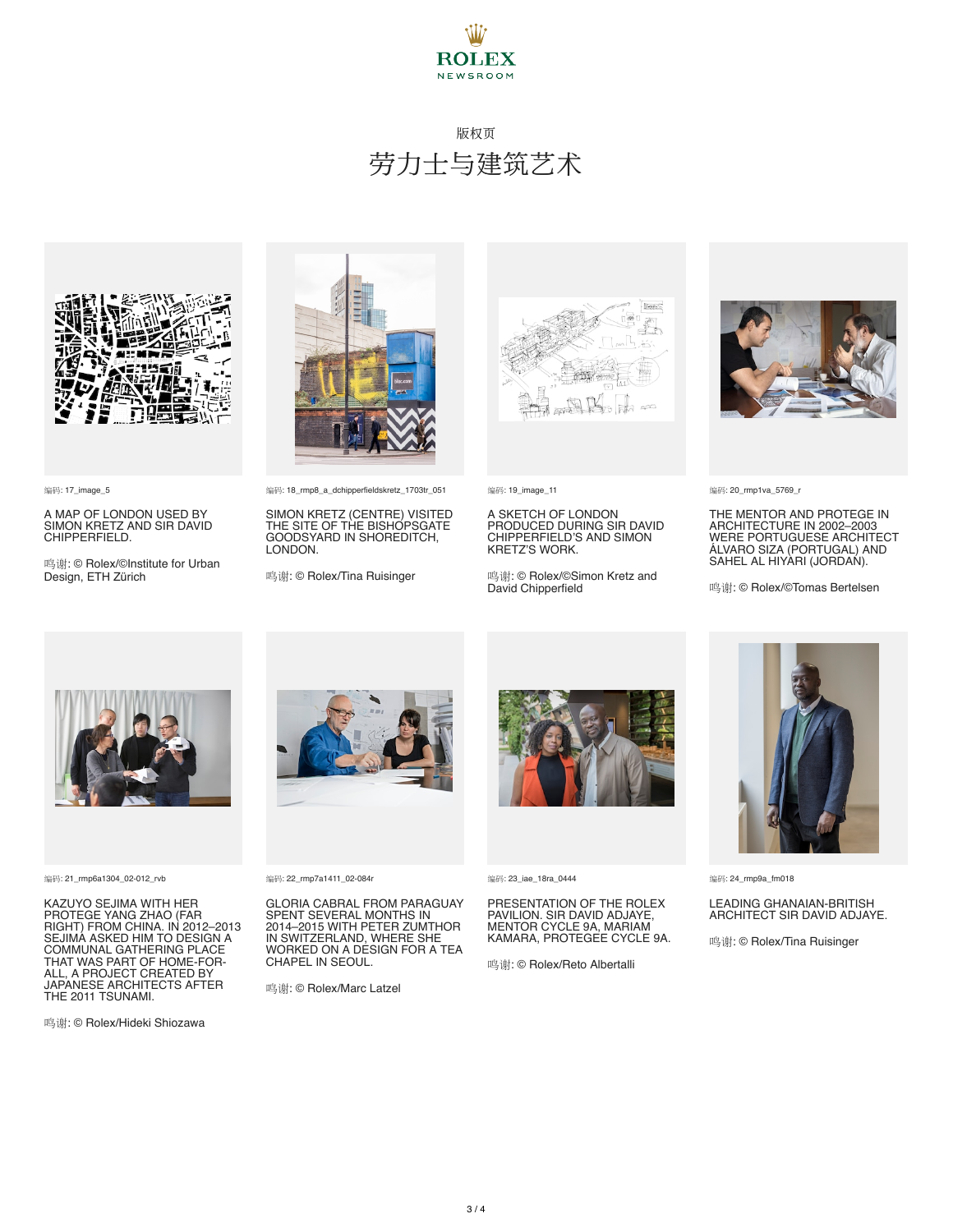# 版权页

## 劳力士与建筑艺术

编码: 17_image_5

A MAP OF LONDON USED BY SIMON KRETZ AND SIR DAVID CHIPPERFIELD.

鸣谢: © Rolex/©Institute for Urban Design, ETH Zürich

编码: 18_rmp8_a_dchipperfieldskretz_1703tr_051

SIMON KRETZ (CENTRE) VISITED THE SITE OF THE BISHOPSGATE GOODSYARD IN SHOREDITCH, LONDON.

鸣谢: © Rolex/Tina Ruisinger

编码: 19_image_11

A SKETCH OF LONDON PRODUCED DURING SIR DAVID CHIPPERFIELD'S AND SIMON KRETZ'S WORK.

鸣谢: © Rolex/©Simon Kretz and David Chipperfield

编码: 20_rmp1va_5769_r

THE MENTOR AND PROTEGE IN ARCHITECTURE IN 2002–2003 WERE PORTUGUESE ARCHITECT ÁLVARO SIZA (PORTUGAL) AND SAHEL AL HIYARI (JORDAN).

鸣谢: © Rolex/©Tomas Bertelsen

编码: 21_rmp6a1304_02-012_rvb

KAZUYO SEJIMA WITH HER PROTEGE YANG ZHAO (FAR RIGHT) FROM CHINA. IN 2012–2013 SEJIMA ASKED HIM TO DESIGN A COMMUNAL GATHERING PLACE THAT WAS PART OF HOME-FOR-ALL, A PROJECT CREATED BY JAPANESE ARCHITECTS AFTER THE 2011 TSUNAMI.

鸣谢: © Rolex/Hideki Shiozawa

编码: 22_rmp7a1411_02-084r

GLORIA CABRAL FROM PARAGUAY SPENT SEVERAL MONTHS IN 2014–2015 WITH PETER ZUMTHOR IN SWITZERLAND, WHERE SHE WORKED ON A DESIGN FOR A TEA CHAPEL IN SEOUL.

鸣谢: © Rolex/Marc Latzel

编码: 23_iae_18ra_0444

PRESENTATION OF THE ROLEX PAVILION. SIR DAVID ADJAYE, MENTOR CYCLE 9A, MARIAM KAMARA, PROTEGEE CYCLE 9A.

鸣谢: © Rolex/Reto Albertalli

编码: 24_rmp9a_fm018

LEADING GHANAIAN-BRITISH ARCHITECT SIR DAVID ADJAYE.

鸣谢: © Rolex/Tina Ruisinger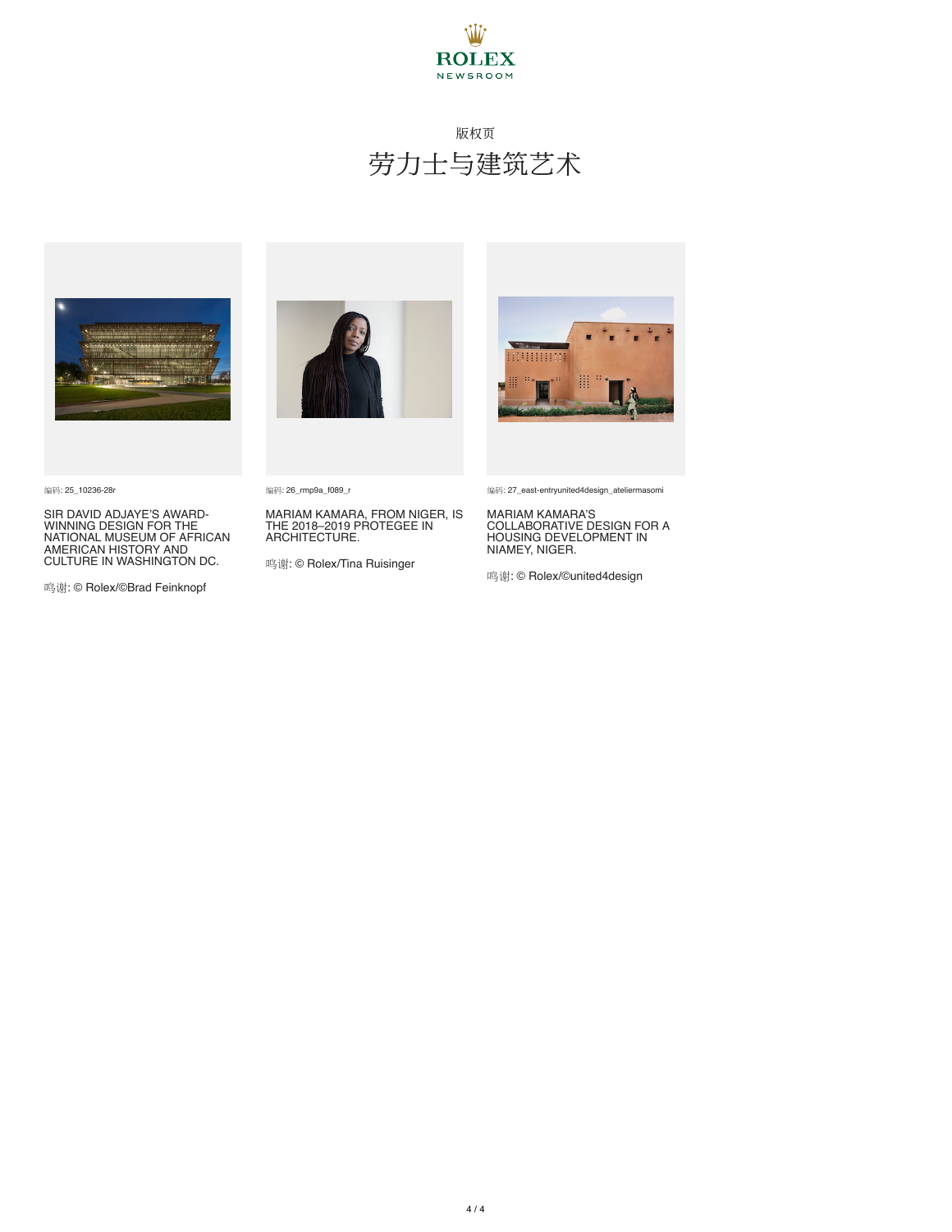ROLEX
NEWSROOM

版权页

# 劳力士与建筑艺术

编码: 25_10236-28r

SIR DAVID ADJAYE'S AWARD-WINNING DESIGN FOR THE NATIONAL MUSEUM OF AFRICAN AMERICAN HISTORY AND CULTURE IN WASHINGTON DC.

鸣谢: © Rolex/©Brad Feinknopf

编码: 26_rmp9a_f089_r

MARIAM KAMARA, FROM NIGER, IS THE 2018–2019 PROTEGEE IN ARCHITECTURE.

鸣谢: © Rolex/Tina Ruisinger

编码: 27_east-entryunited4design_ateliermasomi

MARIAM KAMARA'S COLLABORATIVE DESIGN FOR A HOUSING DEVELOPMENT IN NIAMEY, NIGER.

鸣谢: © Rolex/©united4design